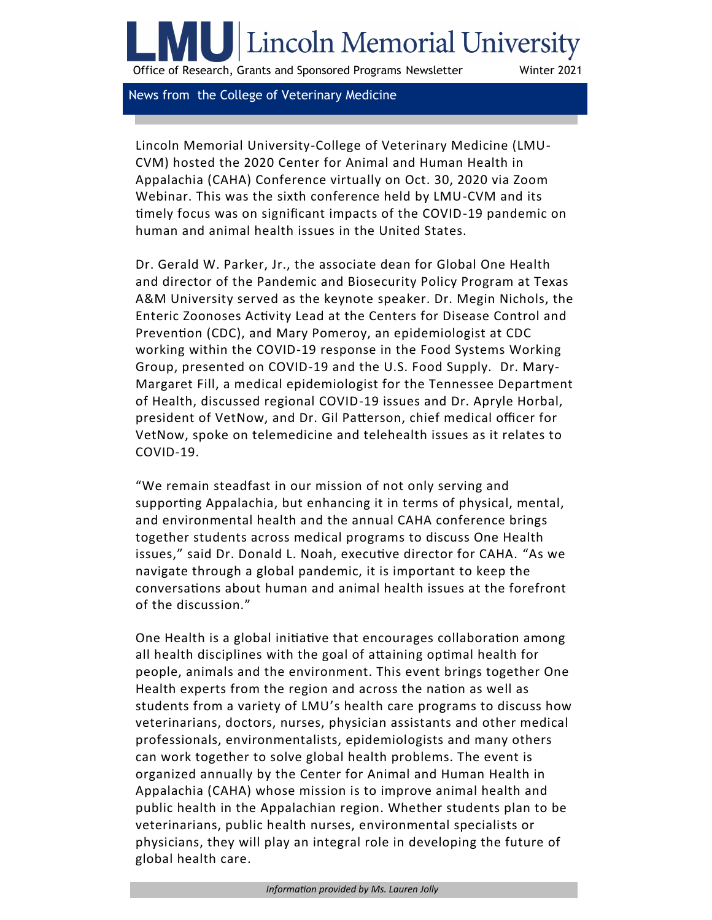# LMU | Lincoln Memorial University

Office of Research, Grants and Sponsored Programs Newsletter Winter 2021

## News from the College of Veterinary Medicine

Lincoln Memorial University-College of Veterinary Medicine (LMU-CVM) hosted the 2020 Center for Animal and Human Health in Appalachia (CAHA) Conference virtually on Oct. 30, 2020 via Zoom Webinar. This was the sixth conference held by LMU-CVM and its timely focus was on significant impacts of the COVID-19 pandemic on human and animal health issues in the United States.

Dr. Gerald W. Parker, Jr., the associate dean for Global One Health and director of the Pandemic and Biosecurity Policy Program at Texas A&M University served as the keynote speaker. Dr. Megin Nichols, the Enteric Zoonoses Activity Lead at the Centers for Disease Control and Prevention (CDC), and Mary Pomeroy, an epidemiologist at CDC working within the COVID-19 response in the Food Systems Working Group, presented on COVID-19 and the U.S. Food Supply. Dr. Mary-Margaret Fill, a medical epidemiologist for the Tennessee Department of Health, discussed regional COVID-19 issues and Dr. Apryle Horbal, president of VetNow, and Dr. Gil Patterson, chief medical officer for VetNow, spoke on telemedicine and telehealth issues as it relates to COVID-19.

"We remain steadfast in our mission of not only serving and supporting Appalachia, but enhancing it in terms of physical, mental, and environmental health and the annual CAHA conference brings together students across medical programs to discuss One Health issues," said Dr. Donald L. Noah, executive director for CAHA. "As we navigate through a global pandemic, it is important to keep the conversations about human and animal health issues at the forefront of the discussion."

One Health is a global initiative that encourages collaboration among all health disciplines with the goal of attaining optimal health for people, animals and the environment. This event brings together One Health experts from the region and across the nation as well as students from a variety of LMU's health care programs to discuss how veterinarians, doctors, nurses, physician assistants and other medical professionals, environmentalists, epidemiologists and many others can work together to solve global health problems. The event is organized annually by the Center for Animal and Human Health in Appalachia (CAHA) whose mission is to improve animal health and public health in the Appalachian region. Whether students plan to be veterinarians, public health nurses, environmental specialists or physicians, they will play an integral role in developing the future of global health care.

*Information provided by Ms. Lauren Jolly*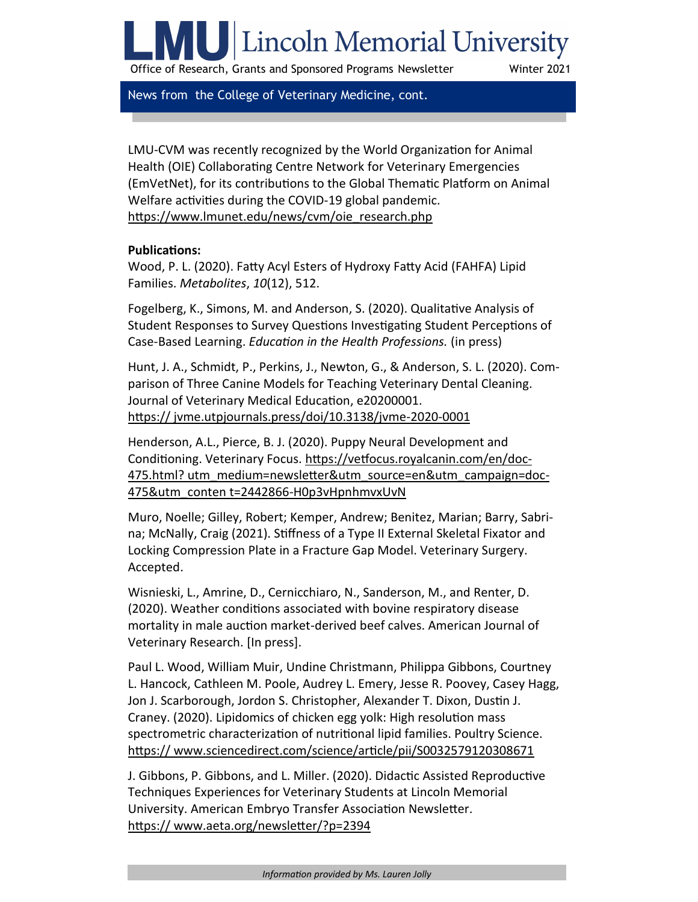## News from the College of Veterinary Medicine, cont.

LMU-CVM was recently recognized by the World Organization for Animal Health (OIE) Collaborating Centre Network for Veterinary Emergencies (EmVetNet), for its contributions to the Global Thematic Platform on Animal Welfare activities during the COVID-19 global pandemic. https://www.lmunet.edu/news/cvm/oie_research.php

**Publications:**

Wood, P. L. (2020). Fatty Acyl Esters of Hydroxy Fatty Acid (FAHFA) Lipid Families. *Metabolites*, *10*(12), 512.

Fogelberg, K., Simons, M. and Anderson, S. (2020). Qualitative Analysis of Student Responses to Survey Questions Investigating Student Perceptions of Case-Based Learning. *Education in the Health Professions.* (in press)

Hunt, J. A., Schmidt, P., Perkins, J., Newton, G., & Anderson, S. L. (2020). Comparison of Three Canine Models for Teaching Veterinary Dental Cleaning. Journal of Veterinary Medical Education, e20200001. https:// jvme.utpjournals.press/doi/10.3138/jvme-2020-0001

Henderson, A.L., Pierce, B. J. (2020). Puppy Neural Development and Conditioning. Veterinary Focus. https://vetfocus.royalcanin.com/en/doc-475.html? utm_medium=newsletter&utm_source=en&utm_campaign=doc-475&utm_conten t=2442866-H0p3vHpnhmvxUvN

Muro, Noelle; Gilley, Robert; Kemper, Andrew; Benitez, Marian; Barry, Sabrina; McNally, Craig (2021). Stiffness of a Type II External Skeletal Fixator and Locking Compression Plate in a Fracture Gap Model. Veterinary Surgery. Accepted.

Wisnieski, L., Amrine, D., Cernicchiaro, N., Sanderson, M., and Renter, D. (2020). Weather conditions associated with bovine respiratory disease mortality in male auction market-derived beef calves. American Journal of Veterinary Research. [In press].

Paul L. Wood, William Muir, Undine Christmann, Philippa Gibbons, Courtney L. Hancock, Cathleen M. Poole, Audrey L. Emery, Jesse R. Poovey, Casey Hagg, Jon J. Scarborough, Jordon S. Christopher, Alexander T. Dixon, Dustin J. Craney. (2020). Lipidomics of chicken egg yolk: High resolution mass spectrometric characterization of nutritional lipid families. Poultry Science. https:// www.sciencedirect.com/science/article/pii/S0032579120308671

J. Gibbons, P. Gibbons, and L. Miller. (2020). Didactic Assisted Reproductive Techniques Experiences for Veterinary Students at Lincoln Memorial University. American Embryo Transfer Association Newsletter. https:// www.aeta.org/newsletter/?p=2394

*Information provided by Ms. Lauren Jolly*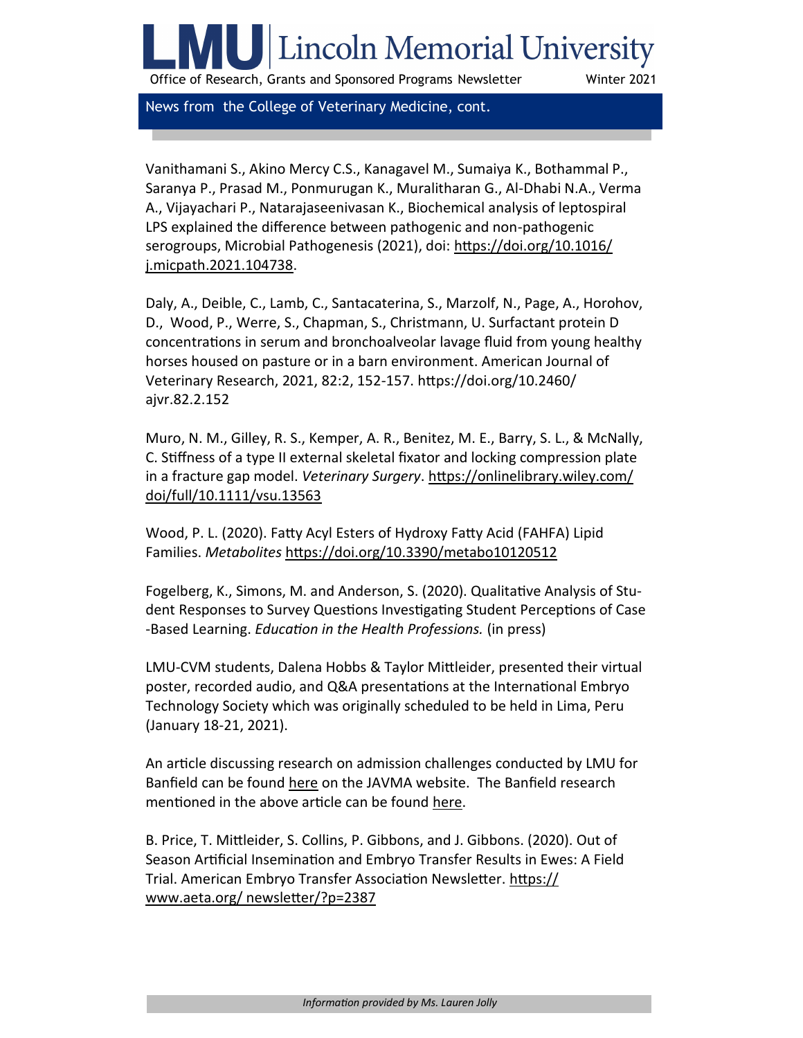## News from the College of Veterinary Medicine, cont.

Vanithamani S., Akino Mercy C.S., Kanagavel M., Sumaiya K., Bothammal P., Saranya P., Prasad M., Ponmurugan K., Muralitharan G., Al-Dhabi N.A., Verma A., Vijayachari P., Natarajaseenivasan K., Biochemical analysis of leptospiral LPS explained the difference between pathogenic and non-pathogenic serogroups, Microbial Pathogenesis (2021), doi: https://doi.org/10.1016/j.micpath.2021.104738.

Daly, A., Deible, C., Lamb, C., Santacaterina, S., Marzolf, N., Page, A., Horohov, D., Wood, P., Werre, S., Chapman, S., Christmann, U. Surfactant protein D concentrations in serum and bronchoalveolar lavage fluid from young healthy horses housed on pasture or in a barn environment. American Journal of Veterinary Research, 2021, 82:2, 152-157. https://doi.org/10.2460/ajvr.82.2.152

Muro, N. M., Gilley, R. S., Kemper, A. R., Benitez, M. E., Barry, S. L., & McNally, C. Stiffness of a type II external skeletal fixator and locking compression plate in a fracture gap model. *Veterinary Surgery*. https://onlinelibrary.wiley.com/doi/full/10.1111/vsu.13563

Wood, P. L. (2020). Fatty Acyl Esters of Hydroxy Fatty Acid (FAHFA) Lipid Families. *Metabolites* https://doi.org/10.3390/metabo10120512

Fogelberg, K., Simons, M. and Anderson, S. (2020). Qualitative Analysis of Student Responses to Survey Questions Investigating Student Perceptions of Case-Based Learning. *Education in the Health Professions.* (in press)

LMU-CVM students, Dalena Hobbs & Taylor Mittleider, presented their virtual poster, recorded audio, and Q&A presentations at the International Embryo Technology Society which was originally scheduled to be held in Lima, Peru (January 18-21, 2021).

An article discussing research on admission challenges conducted by LMU for Banfield can be found here on the JAVMA website. The Banfield research mentioned in the above article can be found here.

B. Price, T. Mittleider, S. Collins, P. Gibbons, and J. Gibbons. (2020). Out of Season Artificial Insemination and Embryo Transfer Results in Ewes: A Field Trial. American Embryo Transfer Association Newsletter. https://www.aeta.org/ newsletter/?p=2387

*Information provided by Ms. Lauren Jolly*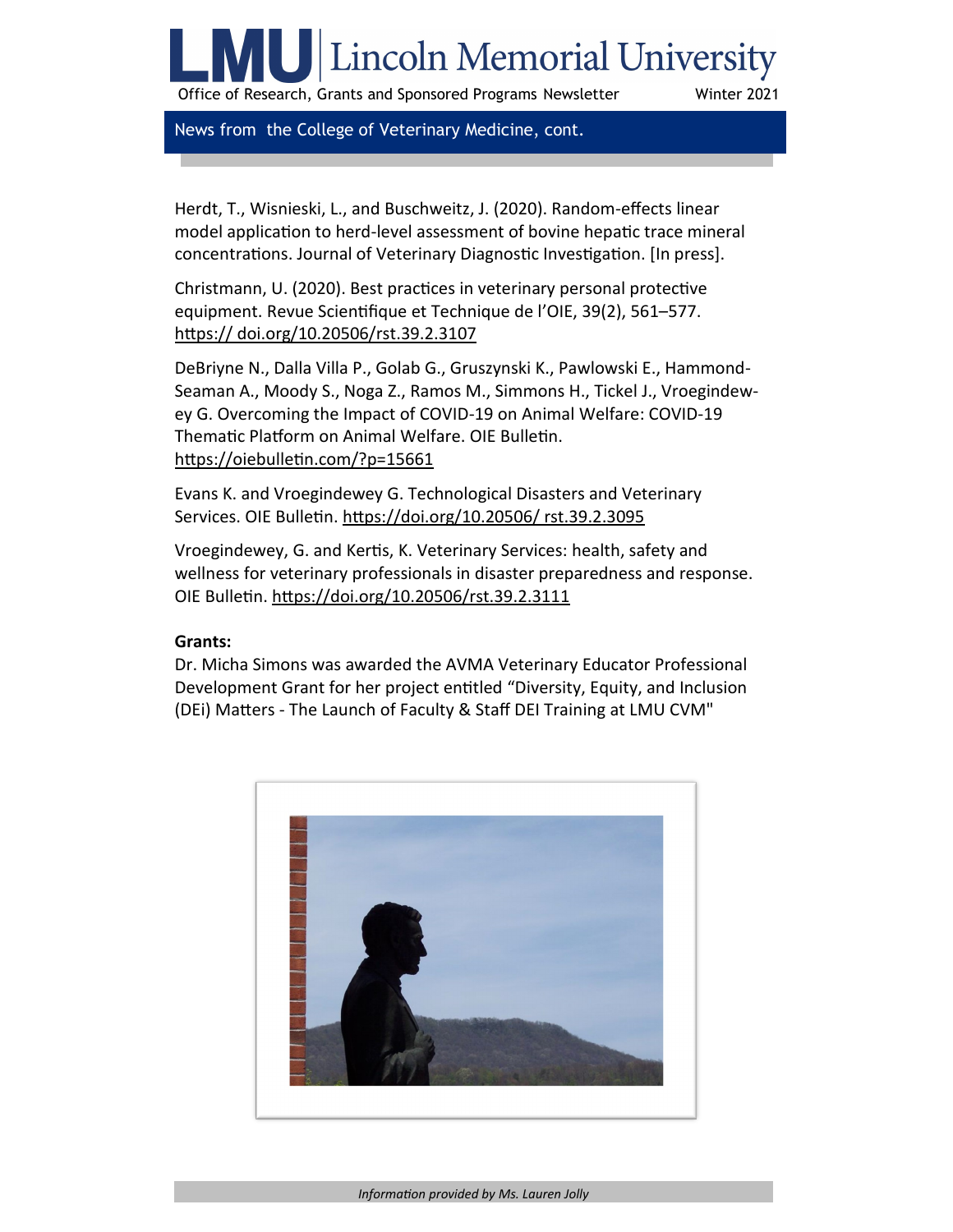## News from the College of Veterinary Medicine, cont.

Herdt, T., Wisnieski, L., and Buschweitz, J. (2020). Random-effects linear model application to herd-level assessment of bovine hepatic trace mineral concentrations. Journal of Veterinary Diagnostic Investigation. [In press].

Christmann, U. (2020). Best practices in veterinary personal protective equipment. Revue Scientifique et Technique de l'OIE, 39(2), 561–577. https:// doi.org/10.20506/rst.39.2.3107

DeBriyne N., Dalla Villa P., Golab G., Gruszynski K., Pawlowski E., Hammond-Seaman A., Moody S., Noga Z., Ramos M., Simmons H., Tickel J., Vroegindewey G. Overcoming the Impact of COVID-19 on Animal Welfare: COVID-19 Thematic Platform on Animal Welfare. OIE Bulletin. https://oiebulletin.com/?p=15661

Evans K. and Vroegindewey G. Technological Disasters and Veterinary Services. OIE Bulletin. https://doi.org/10.20506/ rst.39.2.3095

Vroegindewey, G. and Kertis, K. Veterinary Services: health, safety and wellness for veterinary professionals in disaster preparedness and response. OIE Bulletin. https://doi.org/10.20506/rst.39.2.3111

**Grants:**

Dr. Micha Simons was awarded the AVMA Veterinary Educator Professional Development Grant for her project entitled "Diversity, Equity, and Inclusion (DEi) Matters - The Launch of Faculty & Staff DEI Training at LMU CVM"

*Information provided by Ms. Lauren Jolly*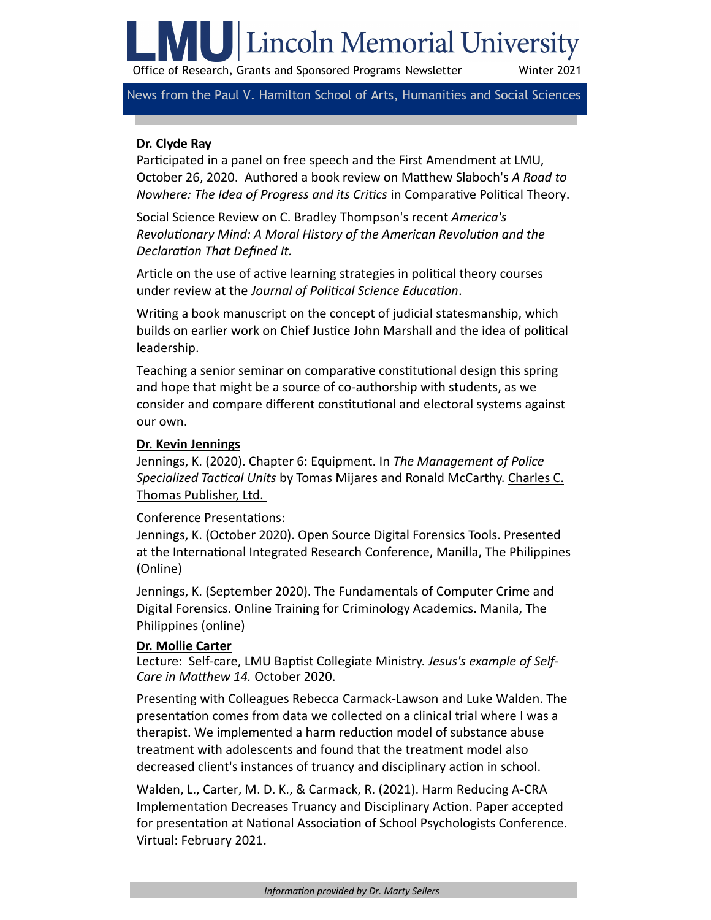# LMU | Lincoln Memorial University

Office of Research, Grants and Sponsored Programs Newsletter — Winter 2021

## News from the Paul V. Hamilton School of Arts, Humanities and Social Sciences

**Dr. Clyde Ray**

Participated in a panel on free speech and the First Amendment at LMU, October 26, 2020. Authored a book review on Matthew Slaboch's *A Road to Nowhere: The Idea of Progress and its Critics* in Comparative Political Theory.

Social Science Review on C. Bradley Thompson's recent *America's Revolutionary Mind: A Moral History of the American Revolution and the Declaration That Defined It.*

Article on the use of active learning strategies in political theory courses under review at the *Journal of Political Science Education*.

Writing a book manuscript on the concept of judicial statesmanship, which builds on earlier work on Chief Justice John Marshall and the idea of political leadership.

Teaching a senior seminar on comparative constitutional design this spring and hope that might be a source of co-authorship with students, as we consider and compare different constitutional and electoral systems against our own.

**Dr. Kevin Jennings**

Jennings, K. (2020). Chapter 6: Equipment. In *The Management of Police Specialized Tactical Units* by Tomas Mijares and Ronald McCarthy. Charles C. Thomas Publisher, Ltd.

Conference Presentations:

Jennings, K. (October 2020). Open Source Digital Forensics Tools. Presented at the International Integrated Research Conference, Manilla, The Philippines (Online)

Jennings, K. (September 2020). The Fundamentals of Computer Crime and Digital Forensics. Online Training for Criminology Academics. Manila, The Philippines (online)

**Dr. Mollie Carter**

Lecture: Self-care, LMU Baptist Collegiate Ministry. *Jesus's example of Self-Care in Matthew 14.* October 2020.

Presenting with Colleagues Rebecca Carmack-Lawson and Luke Walden. The presentation comes from data we collected on a clinical trial where I was a therapist. We implemented a harm reduction model of substance abuse treatment with adolescents and found that the treatment model also decreased client's instances of truancy and disciplinary action in school.

Walden, L., Carter, M. D. K., & Carmack, R. (2021). Harm Reducing A-CRA Implementation Decreases Truancy and Disciplinary Action. Paper accepted for presentation at National Association of School Psychologists Conference. Virtual: February 2021.

*Information provided by Dr. Marty Sellers*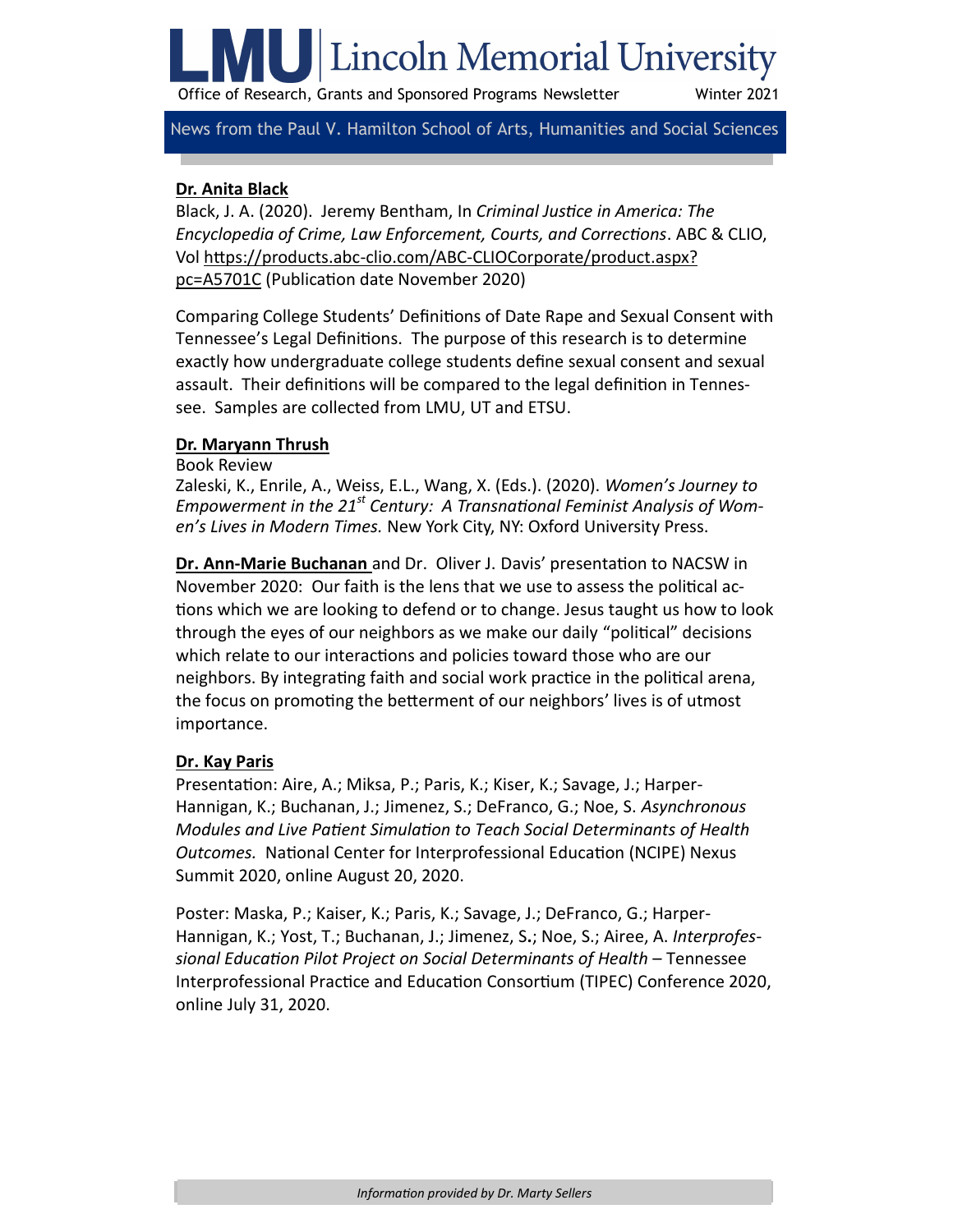## News from the Paul V. Hamilton School of Arts, Humanities and Social Sciences

**Dr. Anita Black**

Black, J. A. (2020). Jeremy Bentham, In *Criminal Justice in America: The Encyclopedia of Crime, Law Enforcement, Courts, and Corrections*. ABC & CLIO, Vol https://products.abc-clio.com/ABC-CLIOCorporate/product.aspx?pc=A5701C (Publication date November 2020)

Comparing College Students' Definitions of Date Rape and Sexual Consent with Tennessee's Legal Definitions. The purpose of this research is to determine exactly how undergraduate college students define sexual consent and sexual assault. Their definitions will be compared to the legal definition in Tennessee. Samples are collected from LMU, UT and ETSU.

**Dr. Maryann Thrush**

Book Review

Zaleski, K., Enrile, A., Weiss, E.L., Wang, X. (Eds.). (2020). *Women's Journey to Empowerment in the 21st Century: A Transnational Feminist Analysis of Women's Lives in Modern Times.* New York City, NY: Oxford University Press.

**Dr. Ann-Marie Buchanan** and Dr. Oliver J. Davis' presentation to NACSW in November 2020: Our faith is the lens that we use to assess the political actions which we are looking to defend or to change. Jesus taught us how to look through the eyes of our neighbors as we make our daily "political" decisions which relate to our interactions and policies toward those who are our neighbors. By integrating faith and social work practice in the political arena, the focus on promoting the betterment of our neighbors' lives is of utmost importance.

**Dr. Kay Paris**

Presentation: Aire, A.; Miksa, P.; Paris, K.; Kiser, K.; Savage, J.; Harper-Hannigan, K.; Buchanan, J.; Jimenez, S.; DeFranco, G.; Noe, S. *Asynchronous Modules and Live Patient Simulation to Teach Social Determinants of Health Outcomes.* National Center for Interprofessional Education (NCIPE) Nexus Summit 2020, online August 20, 2020.

Poster: Maska, P.; Kaiser, K.; Paris, K.; Savage, J.; DeFranco, G.; Harper-Hannigan, K.; Yost, T.; Buchanan, J.; Jimenez, S.; Noe, S.; Airee, A. *Interprofessional Education Pilot Project on Social Determinants of Health* – Tennessee Interprofessional Practice and Education Consortium (TIPEC) Conference 2020, online July 31, 2020.

*Information provided by Dr. Marty Sellers*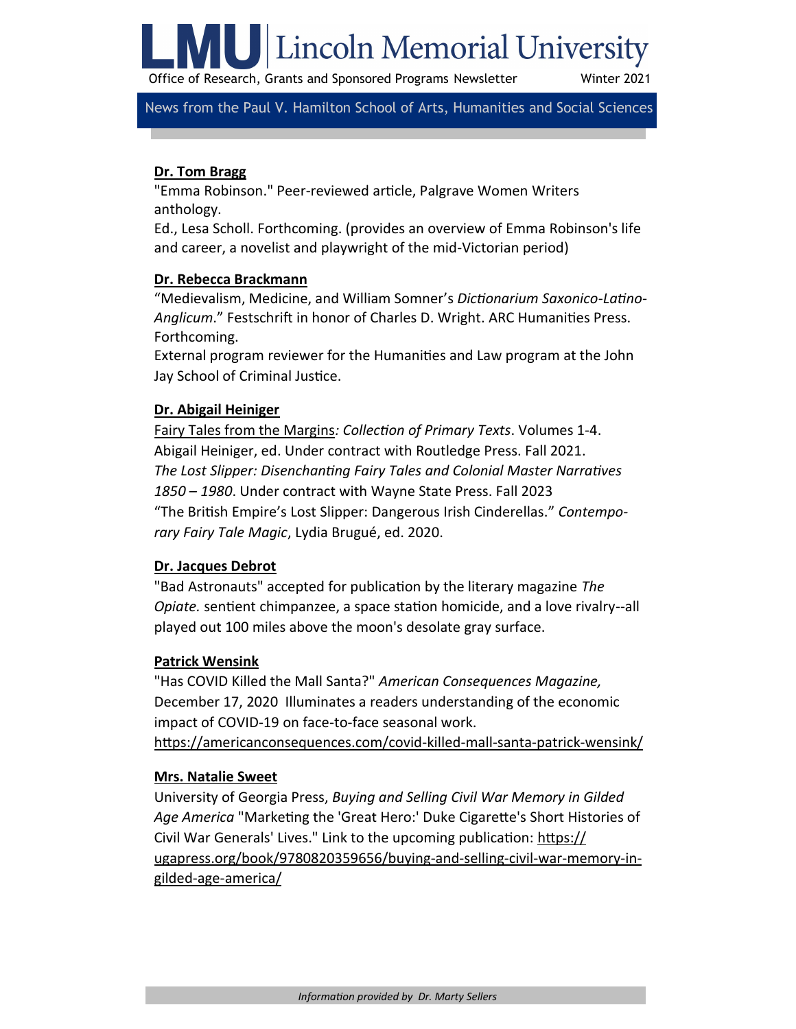# LMU | Lincoln Memorial University

Office of Research, Grants and Sponsored Programs Newsletter Winter 2021

## News from the Paul V. Hamilton School of Arts, Humanities and Social Sciences

**Dr. Tom Bragg**

"Emma Robinson." Peer-reviewed article, Palgrave Women Writers anthology.

Ed., Lesa Scholl. Forthcoming. (provides an overview of Emma Robinson's life and career, a novelist and playwright of the mid-Victorian period)

**Dr. Rebecca Brackmann**

"Medievalism, Medicine, and William Somner's *Dictionarium Saxonico-Latino-Anglicum*." Festschrift in honor of Charles D. Wright. ARC Humanities Press. Forthcoming.

External program reviewer for the Humanities and Law program at the John Jay School of Criminal Justice.

**Dr. Abigail Heiniger**

Fairy Tales from the Margins*: Collection of Primary Texts*. Volumes 1-4. Abigail Heiniger, ed. Under contract with Routledge Press. Fall 2021.

*The Lost Slipper: Disenchanting Fairy Tales and Colonial Master Narratives 1850 – 1980*. Under contract with Wayne State Press. Fall 2023

"The British Empire's Lost Slipper: Dangerous Irish Cinderellas." *Contemporary Fairy Tale Magic*, Lydia Brugué, ed. 2020.

**Dr. Jacques Debrot**

"Bad Astronauts" accepted for publication by the literary magazine *The Opiate.* sentient chimpanzee, a space station homicide, and a love rivalry--all played out 100 miles above the moon's desolate gray surface.

**Patrick Wensink**

"Has COVID Killed the Mall Santa?" *American Consequences Magazine,* December 17, 2020 Illuminates a readers understanding of the economic impact of COVID-19 on face-to-face seasonal work.

https://americanconsequences.com/covid-killed-mall-santa-patrick-wensink/

**Mrs. Natalie Sweet**

University of Georgia Press, *Buying and Selling Civil War Memory in Gilded Age America* "Marketing the 'Great Hero:' Duke Cigarette's Short Histories of Civil War Generals' Lives." Link to the upcoming publication: https://ugapress.org/book/9780820359656/buying-and-selling-civil-war-memory-in-gilded-age-america/

*Information provided by Dr. Marty Sellers*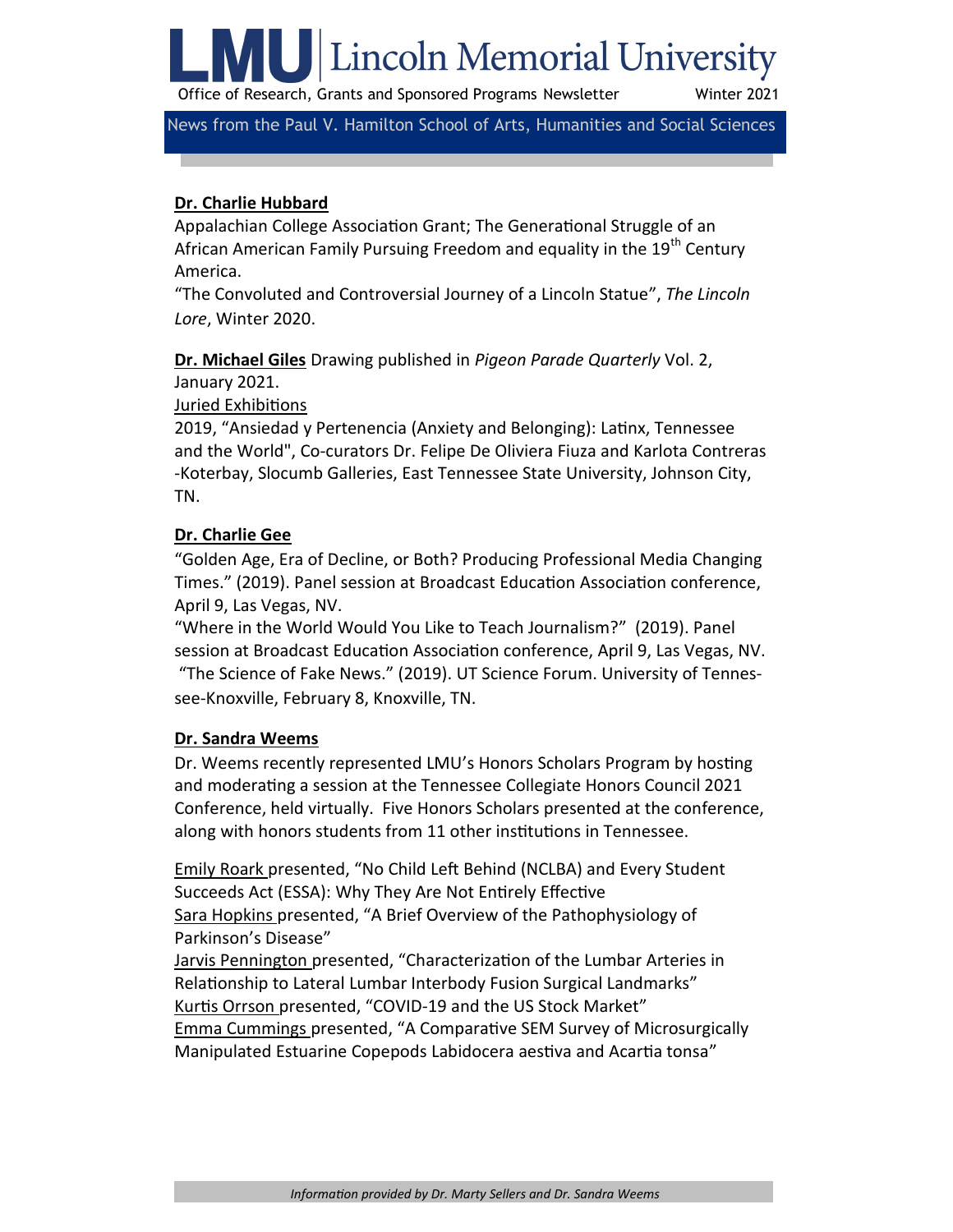News from the Paul V. Hamilton School of Arts, Humanities and Social Sciences

**Dr. Charlie Hubbard**

Appalachian College Association Grant; The Generational Struggle of an African American Family Pursuing Freedom and equality in the 19th Century America.

"The Convoluted and Controversial Journey of a Lincoln Statue", *The Lincoln Lore*, Winter 2020.

**Dr. Michael Giles** Drawing published in *Pigeon Parade Quarterly* Vol. 2, January 2021.

Juried Exhibitions

2019, "Ansiedad y Pertenencia (Anxiety and Belonging): Latinx, Tennessee and the World", Co-curators Dr. Felipe De Oliviera Fiuza and Karlota Contreras-Koterbay, Slocumb Galleries, East Tennessee State University, Johnson City, TN.

**Dr. Charlie Gee**

"Golden Age, Era of Decline, or Both? Producing Professional Media Changing Times." (2019). Panel session at Broadcast Education Association conference, April 9, Las Vegas, NV.

"Where in the World Would You Like to Teach Journalism?" (2019). Panel session at Broadcast Education Association conference, April 9, Las Vegas, NV.

"The Science of Fake News." (2019). UT Science Forum. University of Tennessee-Knoxville, February 8, Knoxville, TN.

**Dr. Sandra Weems**

Dr. Weems recently represented LMU's Honors Scholars Program by hosting and moderating a session at the Tennessee Collegiate Honors Council 2021 Conference, held virtually. Five Honors Scholars presented at the conference, along with honors students from 11 other institutions in Tennessee.

Emily Roark presented, "No Child Left Behind (NCLBA) and Every Student Succeeds Act (ESSA): Why They Are Not Entirely Effective

Sara Hopkins presented, "A Brief Overview of the Pathophysiology of Parkinson's Disease"

Jarvis Pennington presented, "Characterization of the Lumbar Arteries in Relationship to Lateral Lumbar Interbody Fusion Surgical Landmarks"

Kurtis Orrson presented, "COVID-19 and the US Stock Market"

Emma Cummings presented, "A Comparative SEM Survey of Microsurgically Manipulated Estuarine Copepods Labidocera aestiva and Acartia tonsa"

*Information provided by Dr. Marty Sellers and Dr. Sandra Weems*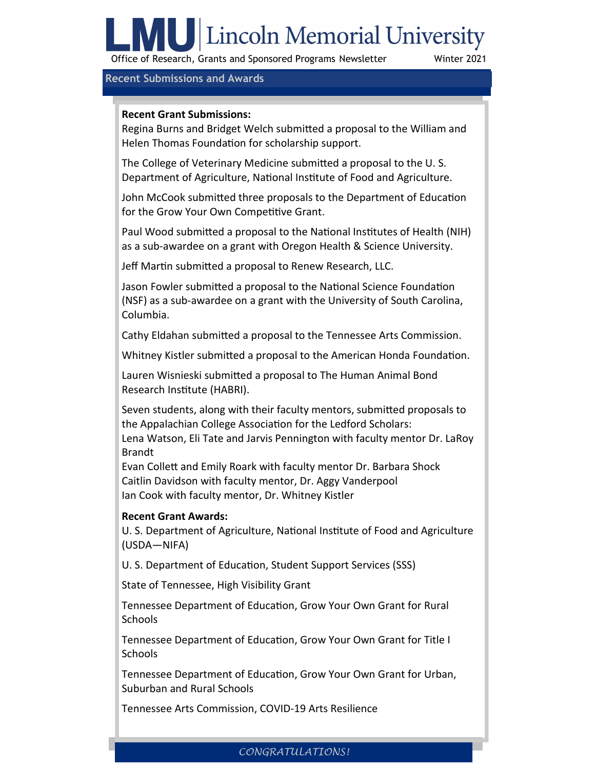## Recent Submissions and Awards

**Recent Grant Submissions:**

Regina Burns and Bridget Welch submitted a proposal to the William and Helen Thomas Foundation for scholarship support.

The College of Veterinary Medicine submitted a proposal to the U. S. Department of Agriculture, National Institute of Food and Agriculture.

John McCook submitted three proposals to the Department of Education for the Grow Your Own Competitive Grant.

Paul Wood submitted a proposal to the National Institutes of Health (NIH) as a sub-awardee on a grant with Oregon Health & Science University.

Jeff Martin submitted a proposal to Renew Research, LLC.

Jason Fowler submitted a proposal to the National Science Foundation (NSF) as a sub-awardee on a grant with the University of South Carolina, Columbia.

Cathy Eldahan submitted a proposal to the Tennessee Arts Commission.

Whitney Kistler submitted a proposal to the American Honda Foundation.

Lauren Wisnieski submitted a proposal to The Human Animal Bond Research Institute (HABRI).

Seven students, along with their faculty mentors, submitted proposals to the Appalachian College Association for the Ledford Scholars:
Lena Watson, Eli Tate and Jarvis Pennington with faculty mentor Dr. LaRoy Brandt
Evan Collett and Emily Roark with faculty mentor Dr. Barbara Shock
Caitlin Davidson with faculty mentor, Dr. Aggy Vanderpool
Ian Cook with faculty mentor, Dr. Whitney Kistler

**Recent Grant Awards:**

U. S. Department of Agriculture, National Institute of Food and Agriculture (USDA—NIFA)

U. S. Department of Education, Student Support Services (SSS)

State of Tennessee, High Visibility Grant

Tennessee Department of Education, Grow Your Own Grant for Rural Schools

Tennessee Department of Education, Grow Your Own Grant for Title I Schools

Tennessee Department of Education, Grow Your Own Grant for Urban, Suburban and Rural Schools

Tennessee Arts Commission, COVID-19 Arts Resilience

*CONGRATULATIONS!*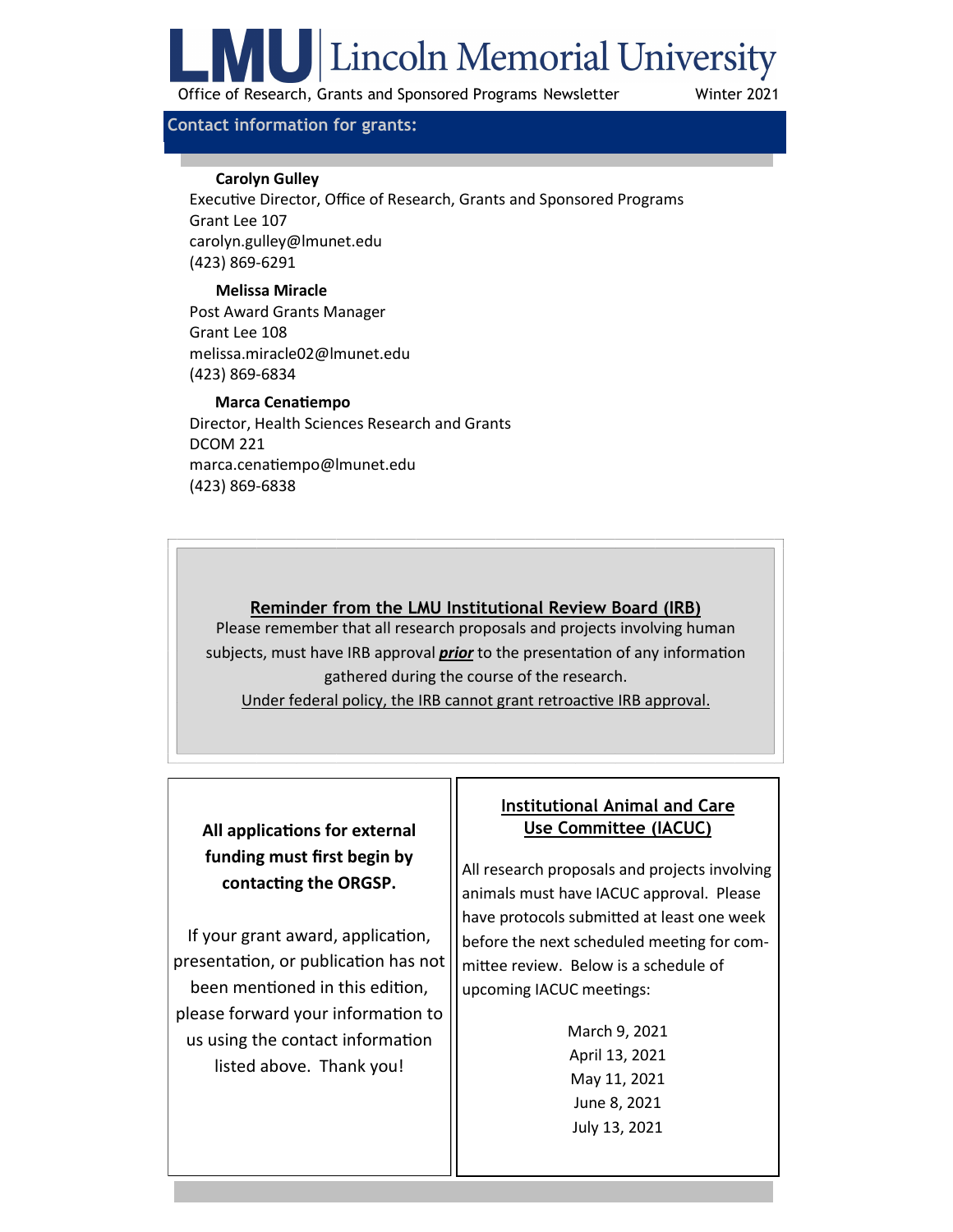# Lincoln Memorial University

Office of Research, Grants and Sponsored Programs Newsletter Winter 2021

## Contact information for grants:

**Carolyn Gulley**
Executive Director, Office of Research, Grants and Sponsored Programs
Grant Lee 107
carolyn.gulley@lmunet.edu
(423) 869-6291

**Melissa Miracle**
Post Award Grants Manager
Grant Lee 108
melissa.miracle02@lmunet.edu
(423) 869-6834

**Marca Cenatiempo**
Director, Health Sciences Research and Grants
DCOM 221
marca.cenatiempo@lmunet.edu
(423) 869-6838

### Reminder from the LMU Institutional Review Board (IRB)

Please remember that all research proposals and projects involving human subjects, must have IRB approval ***prior*** to the presentation of any information gathered during the course of the research.

Under federal policy, the IRB cannot grant retroactive IRB approval.

**All applications for external funding must first begin by contacting the ORGSP.**

If your grant award, application, presentation, or publication has not been mentioned in this edition, please forward your information to us using the contact information listed above. Thank you!

### Institutional Animal and Care Use Committee (IACUC)

All research proposals and projects involving animals must have IACUC approval. Please have protocols submitted at least one week before the next scheduled meeting for committee review. Below is a schedule of upcoming IACUC meetings:

March 9, 2021
April 13, 2021
May 11, 2021
June 8, 2021
July 13, 2021